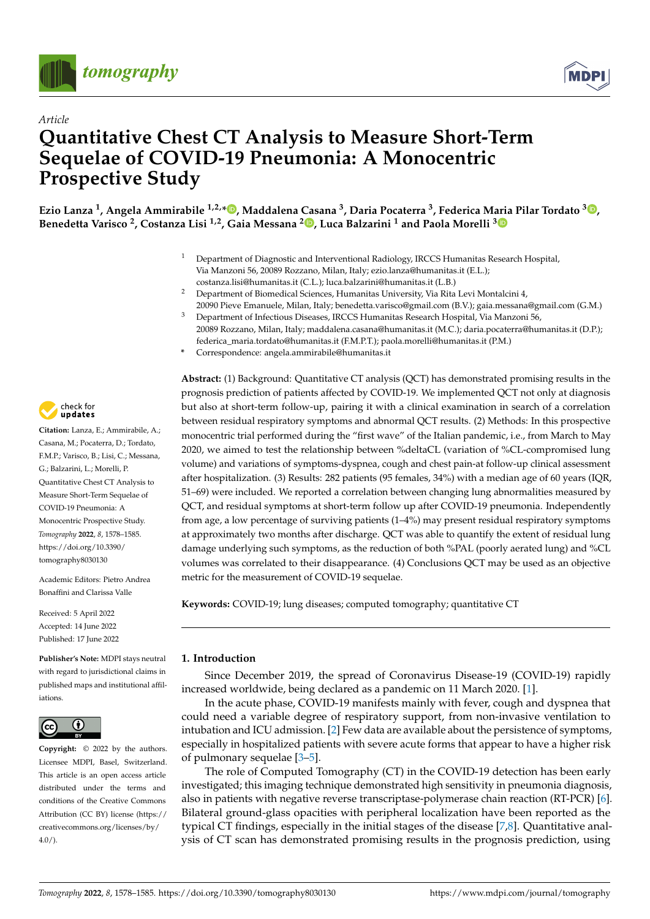Article

# Quantitative Chest CT Analysis to Measure Short-Term Sequelae of COVID-19 Pneumonia: A Monocentric Prospective Study

**Ezio Lanza [1], Angela Ammirabile [1,2,*], Maddalena Casana [3], Daria Pocaterra [3], Federica Maria Pilar Tordato [3], Benedetta Varisco [2], Costanza Lisi [1,2], Gaia Messana [2], Luca Balzarini [1] and Paola Morelli [3]**

[1] Department of Diagnostic and Interventional Radiology, IRCCS Humanitas Research Hospital, Via Manzoni 56, 20089 Rozzano, Milan, Italy; ezio.lanza@humanitas.it (E.L.); costanza.lisi@humanitas.it (C.L.); luca.balzarini@humanitas.it (L.B.)
[2] Department of Biomedical Sciences, Humanitas University, Via Rita Levi Montalcini 4, 20090 Pieve Emanuele, Milan, Italy; benedetta.varisco@gmail.com (B.V.); gaia.messana@gmail.com (G.M.)
[3] Department of Infectious Diseases, IRCCS Humanitas Research Hospital, Via Manzoni 56, 20089 Rozzano, Milan, Italy; maddalena.casana@humanitas.it (M.C.); daria.pocaterra@humanitas.it (D.P.); federica_maria.tordato@humanitas.it (F.M.P.T.); paola.morelli@humanitas.it (P.M.)
* Correspondence: angela.ammirabile@humanitas.it

**Citation:** Lanza, E.; Ammirabile, A.; Casana, M.; Pocaterra, D.; Tordato, F.M.P.; Varisco, B.; Lisi, C.; Messana, G.; Balzarini, L.; Morelli, P. Quantitative Chest CT Analysis to Measure Short-Term Sequelae of COVID-19 Pneumonia: A Monocentric Prospective Study. *Tomography* **2022**, *8*, 1578–1585. https://doi.org/10.3390/tomography8030130

Academic Editors: Pietro Andrea Bonaffini and Clarissa Valle

Received: 5 April 2022
Accepted: 14 June 2022
Published: 17 June 2022

**Publisher's Note:** MDPI stays neutral with regard to jurisdictional claims in published maps and institutional affiliations.

**Copyright:** © 2022 by the authors. Licensee MDPI, Basel, Switzerland. This article is an open access article distributed under the terms and conditions of the Creative Commons Attribution (CC BY) license (https://creativecommons.org/licenses/by/4.0/).

**Abstract:** (1) Background: Quantitative CT analysis (QCT) has demonstrated promising results in the prognosis prediction of patients affected by COVID-19. We implemented QCT not only at diagnosis but also at short-term follow-up, pairing it with a clinical examination in search of a correlation between residual respiratory symptoms and abnormal QCT results. (2) Methods: In this prospective monocentric trial performed during the "first wave" of the Italian pandemic, i.e., from March to May 2020, we aimed to test the relationship between %deltaCL (variation of %CL-compromised lung volume) and variations of symptoms-dyspnea, cough and chest pain-at follow-up clinical assessment after hospitalization. (3) Results: 282 patients (95 females, 34%) with a median age of 60 years (IQR, 51–69) were included. We reported a correlation between changing lung abnormalities measured by QCT, and residual symptoms at short-term follow up after COVID-19 pneumonia. Independently from age, a low percentage of surviving patients (1–4%) may present residual respiratory symptoms at approximately two months after discharge. QCT was able to quantify the extent of residual lung damage underlying such symptoms, as the reduction of both %PAL (poorly aerated lung) and %CL volumes was correlated to their disappearance. (4) Conclusions QCT may be used as an objective metric for the measurement of COVID-19 sequelae.

**Keywords:** COVID-19; lung diseases; computed tomography; quantitative CT

## 1. Introduction

Since December 2019, the spread of Coronavirus Disease-19 (COVID-19) rapidly increased worldwide, being declared as a pandemic on 11 March 2020. [1].

In the acute phase, COVID-19 manifests mainly with fever, cough and dyspnea that could need a variable degree of respiratory support, from non-invasive ventilation to intubation and ICU admission. [2] Few data are available about the persistence of symptoms, especially in hospitalized patients with severe acute forms that appear to have a higher risk of pulmonary sequelae [3–5].

The role of Computed Tomography (CT) in the COVID-19 detection has been early investigated; this imaging technique demonstrated high sensitivity in pneumonia diagnosis, also in patients with negative reverse transcriptase-polymerase chain reaction (RT-PCR) [6]. Bilateral ground-glass opacities with peripheral localization have been reported as the typical CT findings, especially in the initial stages of the disease [7,8]. Quantitative analysis of CT scan has demonstrated promising results in the prognosis prediction, using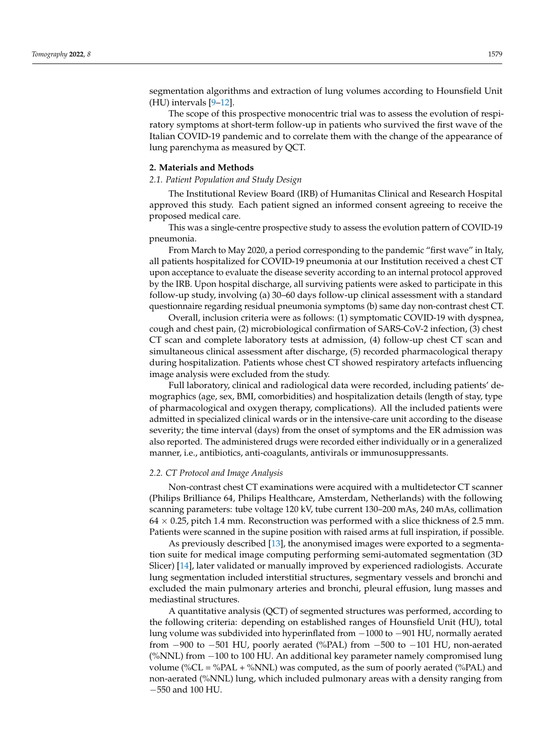segmentation algorithms and extraction of lung volumes according to Hounsfield Unit (HU) intervals [9–12].

The scope of this prospective monocentric trial was to assess the evolution of respiratory symptoms at short-term follow-up in patients who survived the first wave of the Italian COVID-19 pandemic and to correlate them with the change of the appearance of lung parenchyma as measured by QCT.

## 2. Materials and Methods

### *2.1. Patient Population and Study Design*

The Institutional Review Board (IRB) of Humanitas Clinical and Research Hospital approved this study. Each patient signed an informed consent agreeing to receive the proposed medical care.

This was a single-centre prospective study to assess the evolution pattern of COVID-19 pneumonia.

From March to May 2020, a period corresponding to the pandemic "first wave" in Italy, all patients hospitalized for COVID-19 pneumonia at our Institution received a chest CT upon acceptance to evaluate the disease severity according to an internal protocol approved by the IRB. Upon hospital discharge, all surviving patients were asked to participate in this follow-up study, involving (a) 30–60 days follow-up clinical assessment with a standard questionnaire regarding residual pneumonia symptoms (b) same day non-contrast chest CT.

Overall, inclusion criteria were as follows: (1) symptomatic COVID-19 with dyspnea, cough and chest pain, (2) microbiological confirmation of SARS-CoV-2 infection, (3) chest CT scan and complete laboratory tests at admission, (4) follow-up chest CT scan and simultaneous clinical assessment after discharge, (5) recorded pharmacological therapy during hospitalization. Patients whose chest CT showed respiratory artefacts influencing image analysis were excluded from the study.

Full laboratory, clinical and radiological data were recorded, including patients' demographics (age, sex, BMI, comorbidities) and hospitalization details (length of stay, type of pharmacological and oxygen therapy, complications). All the included patients were admitted in specialized clinical wards or in the intensive-care unit according to the disease severity; the time interval (days) from the onset of symptoms and the ER admission was also reported. The administered drugs were recorded either individually or in a generalized manner, i.e., antibiotics, anti-coagulants, antivirals or immunosuppressants.

### *2.2. CT Protocol and Image Analysis*

Non-contrast chest CT examinations were acquired with a multidetector CT scanner (Philips Brilliance 64, Philips Healthcare, Amsterdam, Netherlands) with the following scanning parameters: tube voltage 120 kV, tube current 130–200 mAs, 240 mAs, collimation $64 \times 0.25$, pitch 1.4 mm. Reconstruction was performed with a slice thickness of 2.5 mm. Patients were scanned in the supine position with raised arms at full inspiration, if possible.

As previously described [13], the anonymised images were exported to a segmentation suite for medical image computing performing semi-automated segmentation (3D Slicer) [14], later validated or manually improved by experienced radiologists. Accurate lung segmentation included interstitial structures, segmentary vessels and bronchi and excluded the main pulmonary arteries and bronchi, pleural effusion, lung masses and mediastinal structures.

A quantitative analysis (QCT) of segmented structures was performed, according to the following criteria: depending on established ranges of Hounsfield Unit (HU), total lung volume was subdivided into hyperinflated from −1000 to −901 HU, normally aerated from −900 to −501 HU, poorly aerated (%PAL) from −500 to −101 HU, non-aerated (%NNL) from −100 to 100 HU. An additional key parameter namely compromised lung volume (%CL = %PAL + %NNL) was computed, as the sum of poorly aerated (%PAL) and non-aerated (%NNL) lung, which included pulmonary areas with a density ranging from −550 and 100 HU.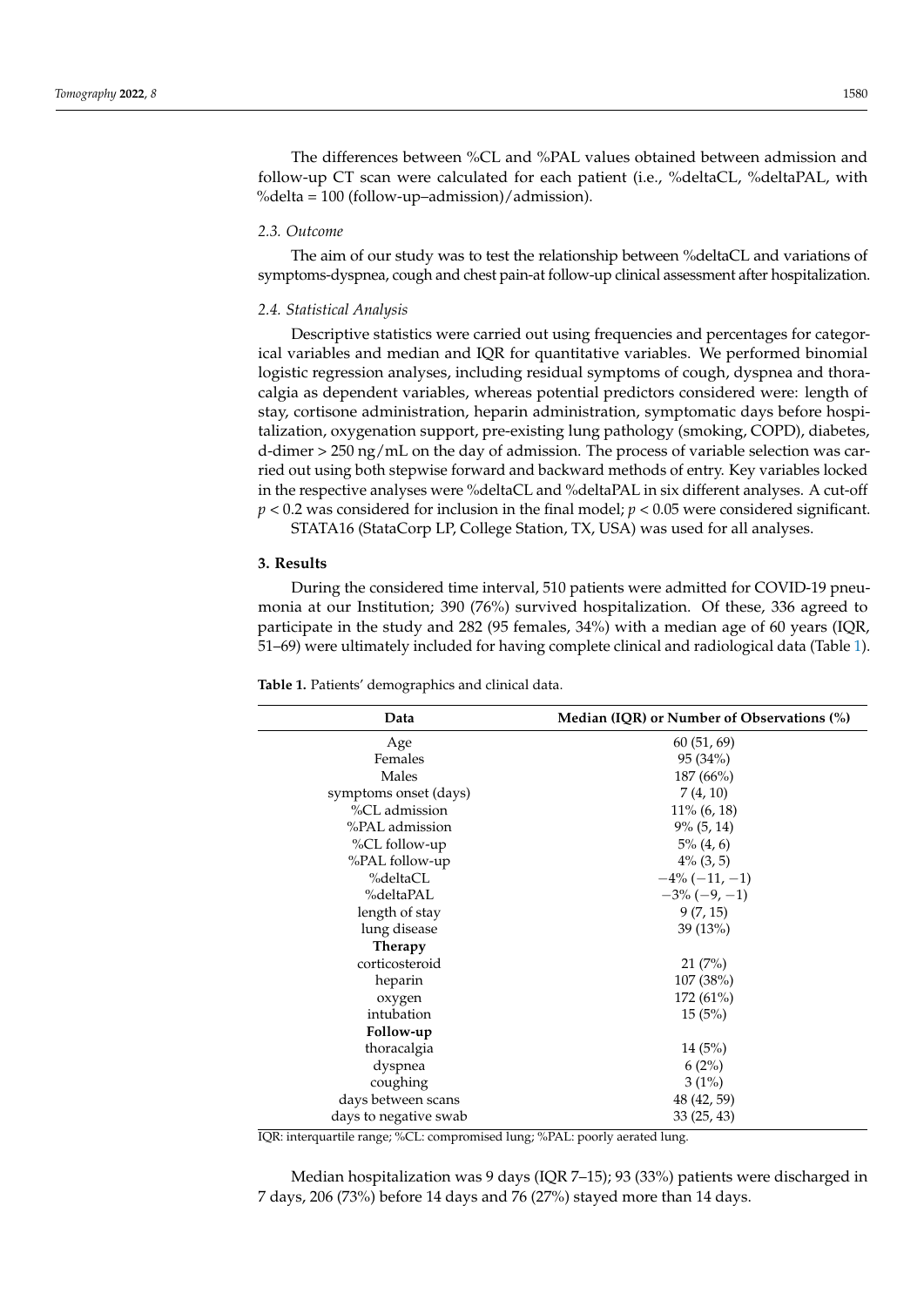The differences between %CL and %PAL values obtained between admission and follow-up CT scan were calculated for each patient (i.e., %deltaCL, %deltaPAL, with %delta = 100 (follow-up–admission)/admission).

### 2.3. Outcome

The aim of our study was to test the relationship between %deltaCL and variations of symptoms-dyspnea, cough and chest pain-at follow-up clinical assessment after hospitalization.

### 2.4. Statistical Analysis

Descriptive statistics were carried out using frequencies and percentages for categorical variables and median and IQR for quantitative variables. We performed binomial logistic regression analyses, including residual symptoms of cough, dyspnea and thoracalgia as dependent variables, whereas potential predictors considered were: length of stay, cortisone administration, heparin administration, symptomatic days before hospitalization, oxygenation support, pre-existing lung pathology (smoking, COPD), diabetes, d-dimer > 250 ng/mL on the day of admission. The process of variable selection was carried out using both stepwise forward and backward methods of entry. Key variables locked in the respective analyses were %deltaCL and %deltaPAL in six different analyses. A cut-off $p < 0.2$ was considered for inclusion in the final model; $p < 0.05$ were considered significant.

STATA16 (StataCorp LP, College Station, TX, USA) was used for all analyses.

## 3. Results

During the considered time interval, 510 patients were admitted for COVID-19 pneumonia at our Institution; 390 (76%) survived hospitalization. Of these, 336 agreed to participate in the study and 282 (95 females, 34%) with a median age of 60 years (IQR, 51–69) were ultimately included for having complete clinical and radiological data (Table 1).

**Table 1.** Patients' demographics and clinical data.

| Data | Median (IQR) or Number of Observations (%) |
|---|---|
| Age | 60 (51, 69) |
| Females | 95 (34%) |
| Males | 187 (66%) |
| symptoms onset (days) | 7 (4, 10) |
| %CL admission | 11% (6, 18) |
| %PAL admission | 9% (5, 14) |
| %CL follow-up | 5% (4, 6) |
| %PAL follow-up | 4% (3, 5) |
| %deltaCL | −4% (−11, −1) |
| %deltaPAL | −3% (−9, −1) |
| length of stay | 9 (7, 15) |
| lung disease | 39 (13%) |
| **Therapy** | |
| corticosteroid | 21 (7%) |
| heparin | 107 (38%) |
| oxygen | 172 (61%) |
| intubation | 15 (5%) |
| **Follow-up** | |
| thoracalgia | 14 (5%) |
| dyspnea | 6 (2%) |
| coughing | 3 (1%) |
| days between scans | 48 (42, 59) |
| days to negative swab | 33 (25, 43) |

IQR: interquartile range; %CL: compromised lung; %PAL: poorly aerated lung.

Median hospitalization was 9 days (IQR 7–15); 93 (33%) patients were discharged in 7 days, 206 (73%) before 14 days and 76 (27%) stayed more than 14 days.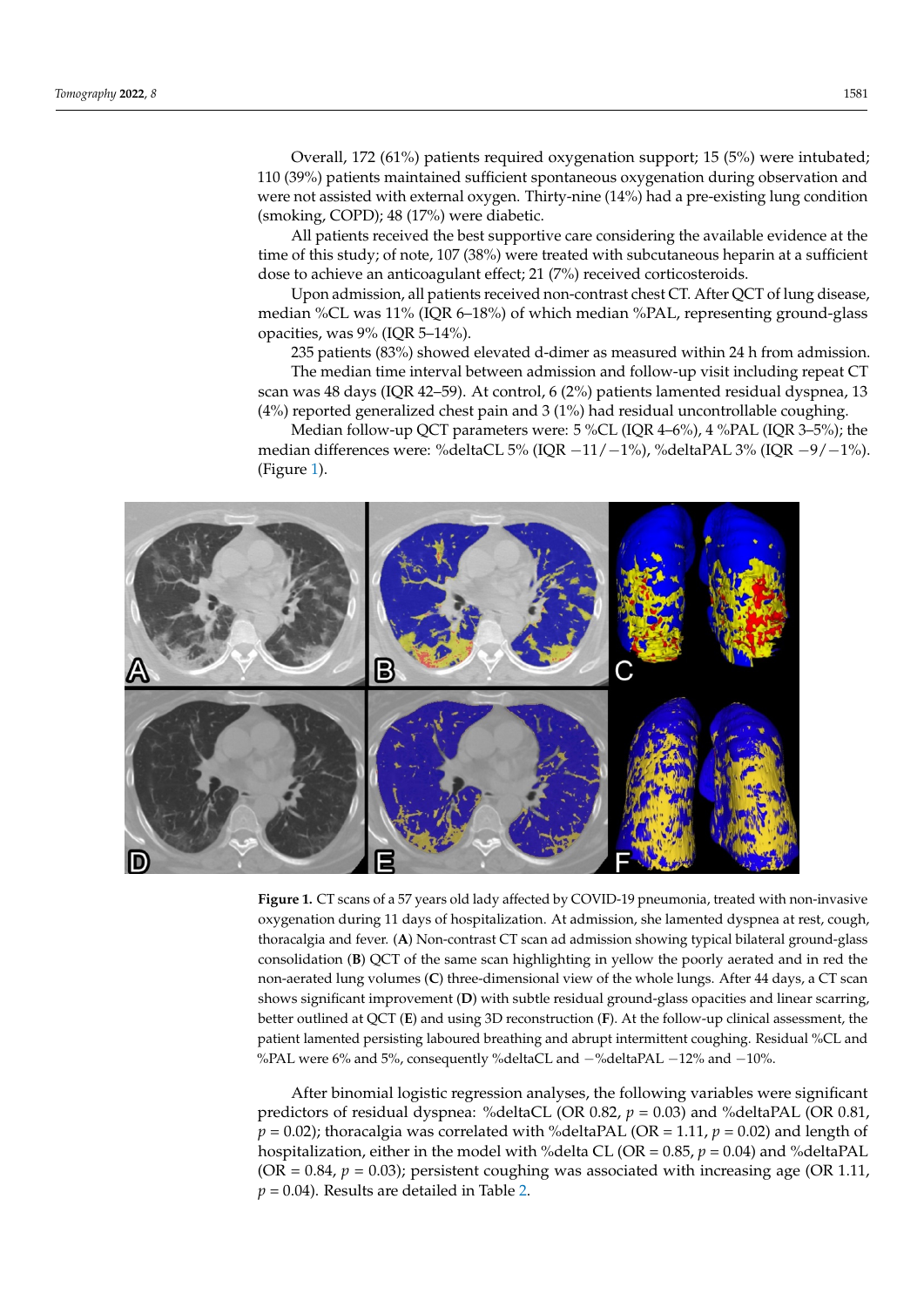Overall, 172 (61%) patients required oxygenation support; 15 (5%) were intubated; 110 (39%) patients maintained sufficient spontaneous oxygenation during observation and were not assisted with external oxygen. Thirty-nine (14%) had a pre-existing lung condition (smoking, COPD); 48 (17%) were diabetic.

All patients received the best supportive care considering the available evidence at the time of this study; of note, 107 (38%) were treated with subcutaneous heparin at a sufficient dose to achieve an anticoagulant effect; 21 (7%) received corticosteroids.

Upon admission, all patients received non-contrast chest CT. After QCT of lung disease, median %CL was 11% (IQR 6–18%) of which median %PAL, representing ground-glass opacities, was 9% (IQR 5–14%).

235 patients (83%) showed elevated d-dimer as measured within 24 h from admission.

The median time interval between admission and follow-up visit including repeat CT scan was 48 days (IQR 42–59). At control, 6 (2%) patients lamented residual dyspnea, 13 (4%) reported generalized chest pain and 3 (1%) had residual uncontrollable coughing.

Median follow-up QCT parameters were: 5 %CL (IQR 4–6%), 4 %PAL (IQR 3–5%); the median differences were: %deltaCL 5% (IQR −11/−1%), %deltaPAL 3% (IQR −9/−1%). (Figure 1).

**Figure 1.** CT scans of a 57 years old lady affected by COVID-19 pneumonia, treated with non-invasive oxygenation during 11 days of hospitalization. At admission, she lamented dyspnea at rest, cough, thoracalgia and fever. (**A**) Non-contrast CT scan ad admission showing typical bilateral ground-glass consolidation (**B**) QCT of the same scan highlighting in yellow the poorly aerated and in red the non-aerated lung volumes (**C**) three-dimensional view of the whole lungs. After 44 days, a CT scan shows significant improvement (**D**) with subtle residual ground-glass opacities and linear scarring, better outlined at QCT (**E**) and using 3D reconstruction (**F**). At the follow-up clinical assessment, the patient lamented persisting laboured breathing and abrupt intermittent coughing. Residual %CL and %PAL were 6% and 5%, consequently %deltaCL and −%deltaPAL −12% and −10%.

After binomial logistic regression analyses, the following variables were significant predictors of residual dyspnea: %deltaCL (OR 0.82, $p = 0.03$) and %deltaPAL (OR 0.81, $p = 0.02$); thoracalgia was correlated with %deltaPAL (OR = 1.11, $p = 0.02$) and length of hospitalization, either in the model with %delta CL (OR = 0.85, $p = 0.04$) and %deltaPAL (OR = 0.84, $p = 0.03$); persistent coughing was associated with increasing age (OR 1.11, $p = 0.04$). Results are detailed in Table 2.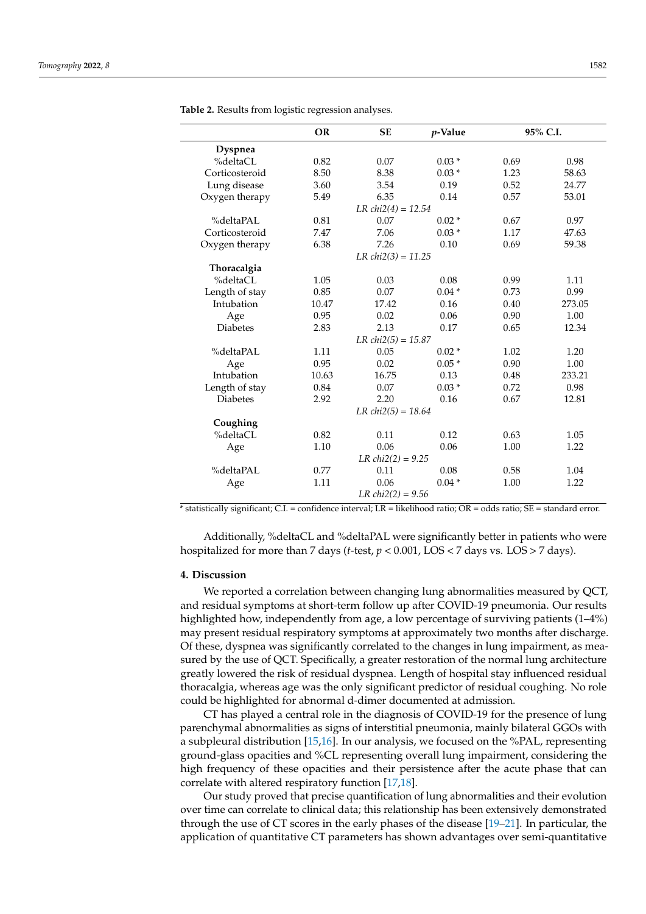**Table 2.** Results from logistic regression analyses.

| | OR | SE | *p*-Value | 95% C.I. | |
|---|---|---|---|---|---|
| **Dyspnea** | | | | | |
| %deltaCL | 0.82 | 0.07 | 0.03 * | 0.69 | 0.98 |
| Corticosteroid | 8.50 | 8.38 | 0.03 * | 1.23 | 58.63 |
| Lung disease | 3.60 | 3.54 | 0.19 | 0.52 | 24.77 |
| Oxygen therapy | 5.49 | 6.35 | 0.14 | 0.57 | 53.01 |
| | | *LR chi2(4) = 12.54* | | | |
| %deltaPAL | 0.81 | 0.07 | 0.02 * | 0.67 | 0.97 |
| Corticosteroid | 7.47 | 7.06 | 0.03 * | 1.17 | 47.63 |
| Oxygen therapy | 6.38 | 7.26 | 0.10 | 0.69 | 59.38 |
| | | *LR chi2(3) = 11.25* | | | |
| **Thoracalgia** | | | | | |
| %deltaCL | 1.05 | 0.03 | 0.08 | 0.99 | 1.11 |
| Length of stay | 0.85 | 0.07 | 0.04 * | 0.73 | 0.99 |
| Intubation | 10.47 | 17.42 | 0.16 | 0.40 | 273.05 |
| Age | 0.95 | 0.02 | 0.06 | 0.90 | 1.00 |
| Diabetes | 2.83 | 2.13 | 0.17 | 0.65 | 12.34 |
| | | *LR chi2(5) = 15.87* | | | |
| %deltaPAL | 1.11 | 0.05 | 0.02 * | 1.02 | 1.20 |
| Age | 0.95 | 0.02 | 0.05 * | 0.90 | 1.00 |
| Intubation | 10.63 | 16.75 | 0.13 | 0.48 | 233.21 |
| Length of stay | 0.84 | 0.07 | 0.03 * | 0.72 | 0.98 |
| Diabetes | 2.92 | 2.20 | 0.16 | 0.67 | 12.81 |
| | | *LR chi2(5) = 18.64* | | | |
| **Coughing** | | | | | |
| %deltaCL | 0.82 | 0.11 | 0.12 | 0.63 | 1.05 |
| Age | 1.10 | 0.06 | 0.06 | 1.00 | 1.22 |
| | | *LR chi2(2) = 9.25* | | | |
| %deltaPAL | 0.77 | 0.11 | 0.08 | 0.58 | 1.04 |
| Age | 1.11 | 0.06 | 0.04 * | 1.00 | 1.22 |
| | | *LR chi2(2) = 9.56* | | | |

* statistically significant; C.I. = confidence interval; LR = likelihood ratio; OR = odds ratio; SE = standard error.

Additionally, %deltaCL and %deltaPAL were significantly better in patients who were hospitalized for more than 7 days (*t*-test, $p < 0.001$, LOS < 7 days vs. LOS > 7 days).

## 4. Discussion

We reported a correlation between changing lung abnormalities measured by QCT, and residual symptoms at short-term follow up after COVID-19 pneumonia. Our results highlighted how, independently from age, a low percentage of surviving patients (1–4%) may present residual respiratory symptoms at approximately two months after discharge. Of these, dyspnea was significantly correlated to the changes in lung impairment, as measured by the use of QCT. Specifically, a greater restoration of the normal lung architecture greatly lowered the risk of residual dyspnea. Length of hospital stay influenced residual thoracalgia, whereas age was the only significant predictor of residual coughing. No role could be highlighted for abnormal d-dimer documented at admission.

CT has played a central role in the diagnosis of COVID-19 for the presence of lung parenchymal abnormalities as signs of interstitial pneumonia, mainly bilateral GGOs with a subpleural distribution [15,16]. In our analysis, we focused on the %PAL, representing ground-glass opacities and %CL representing overall lung impairment, considering the high frequency of these opacities and their persistence after the acute phase that can correlate with altered respiratory function [17,18].

Our study proved that precise quantification of lung abnormalities and their evolution over time can correlate to clinical data; this relationship has been extensively demonstrated through the use of CT scores in the early phases of the disease [19–21]. In particular, the application of quantitative CT parameters has shown advantages over semi-quantitative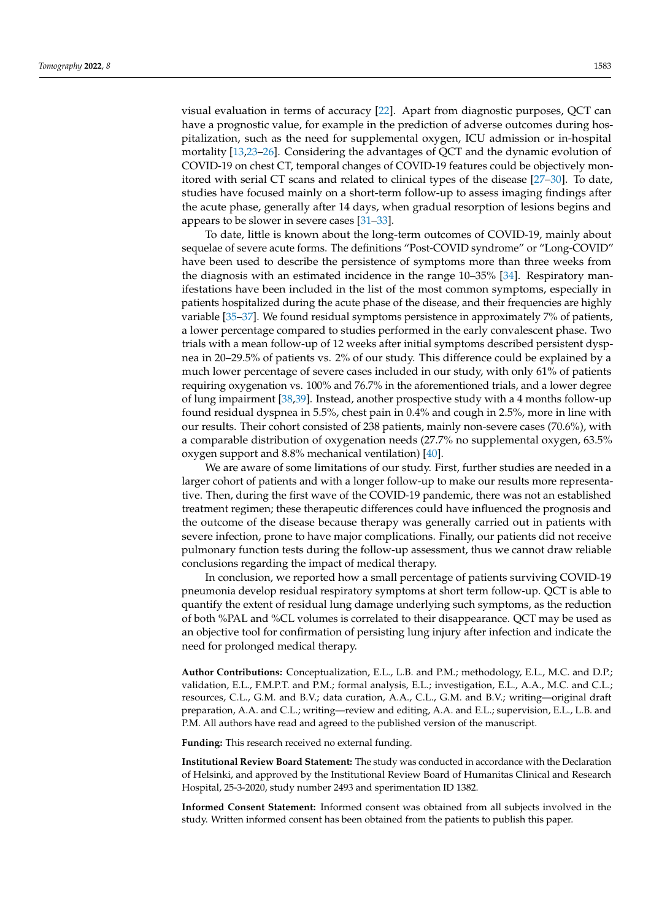visual evaluation in terms of accuracy [22]. Apart from diagnostic purposes, QCT can have a prognostic value, for example in the prediction of adverse outcomes during hospitalization, such as the need for supplemental oxygen, ICU admission or in-hospital mortality [13,23–26]. Considering the advantages of QCT and the dynamic evolution of COVID-19 on chest CT, temporal changes of COVID-19 features could be objectively monitored with serial CT scans and related to clinical types of the disease [27–30]. To date, studies have focused mainly on a short-term follow-up to assess imaging findings after the acute phase, generally after 14 days, when gradual resorption of lesions begins and appears to be slower in severe cases [31–33].

To date, little is known about the long-term outcomes of COVID-19, mainly about sequelae of severe acute forms. The definitions "Post-COVID syndrome" or "Long-COVID" have been used to describe the persistence of symptoms more than three weeks from the diagnosis with an estimated incidence in the range 10–35% [34]. Respiratory manifestations have been included in the list of the most common symptoms, especially in patients hospitalized during the acute phase of the disease, and their frequencies are highly variable [35–37]. We found residual symptoms persistence in approximately 7% of patients, a lower percentage compared to studies performed in the early convalescent phase. Two trials with a mean follow-up of 12 weeks after initial symptoms described persistent dyspnea in 20–29.5% of patients vs. 2% of our study. This difference could be explained by a much lower percentage of severe cases included in our study, with only 61% of patients requiring oxygenation vs. 100% and 76.7% in the aforementioned trials, and a lower degree of lung impairment [38,39]. Instead, another prospective study with a 4 months follow-up found residual dyspnea in 5.5%, chest pain in 0.4% and cough in 2.5%, more in line with our results. Their cohort consisted of 238 patients, mainly non-severe cases (70.6%), with a comparable distribution of oxygenation needs (27.7% no supplemental oxygen, 63.5% oxygen support and 8.8% mechanical ventilation) [40].

We are aware of some limitations of our study. First, further studies are needed in a larger cohort of patients and with a longer follow-up to make our results more representative. Then, during the first wave of the COVID-19 pandemic, there was not an established treatment regimen; these therapeutic differences could have influenced the prognosis and the outcome of the disease because therapy was generally carried out in patients with severe infection, prone to have major complications. Finally, our patients did not receive pulmonary function tests during the follow-up assessment, thus we cannot draw reliable conclusions regarding the impact of medical therapy.

In conclusion, we reported how a small percentage of patients surviving COVID-19 pneumonia develop residual respiratory symptoms at short term follow-up. QCT is able to quantify the extent of residual lung damage underlying such symptoms, as the reduction of both %PAL and %CL volumes is correlated to their disappearance. QCT may be used as an objective tool for confirmation of persisting lung injury after infection and indicate the need for prolonged medical therapy.

**Author Contributions:** Conceptualization, E.L., L.B. and P.M.; methodology, E.L., M.C. and D.P.; validation, E.L., F.M.P.T. and P.M.; formal analysis, E.L.; investigation, E.L., A.A., M.C. and C.L.; resources, C.L., G.M. and B.V.; data curation, A.A., C.L., G.M. and B.V.; writing—original draft preparation, A.A. and C.L.; writing—review and editing, A.A. and E.L.; supervision, E.L., L.B. and P.M. All authors have read and agreed to the published version of the manuscript.

**Funding:** This research received no external funding.

**Institutional Review Board Statement:** The study was conducted in accordance with the Declaration of Helsinki, and approved by the Institutional Review Board of Humanitas Clinical and Research Hospital, 25-3-2020, study number 2493 and sperimentation ID 1382.

**Informed Consent Statement:** Informed consent was obtained from all subjects involved in the study. Written informed consent has been obtained from the patients to publish this paper.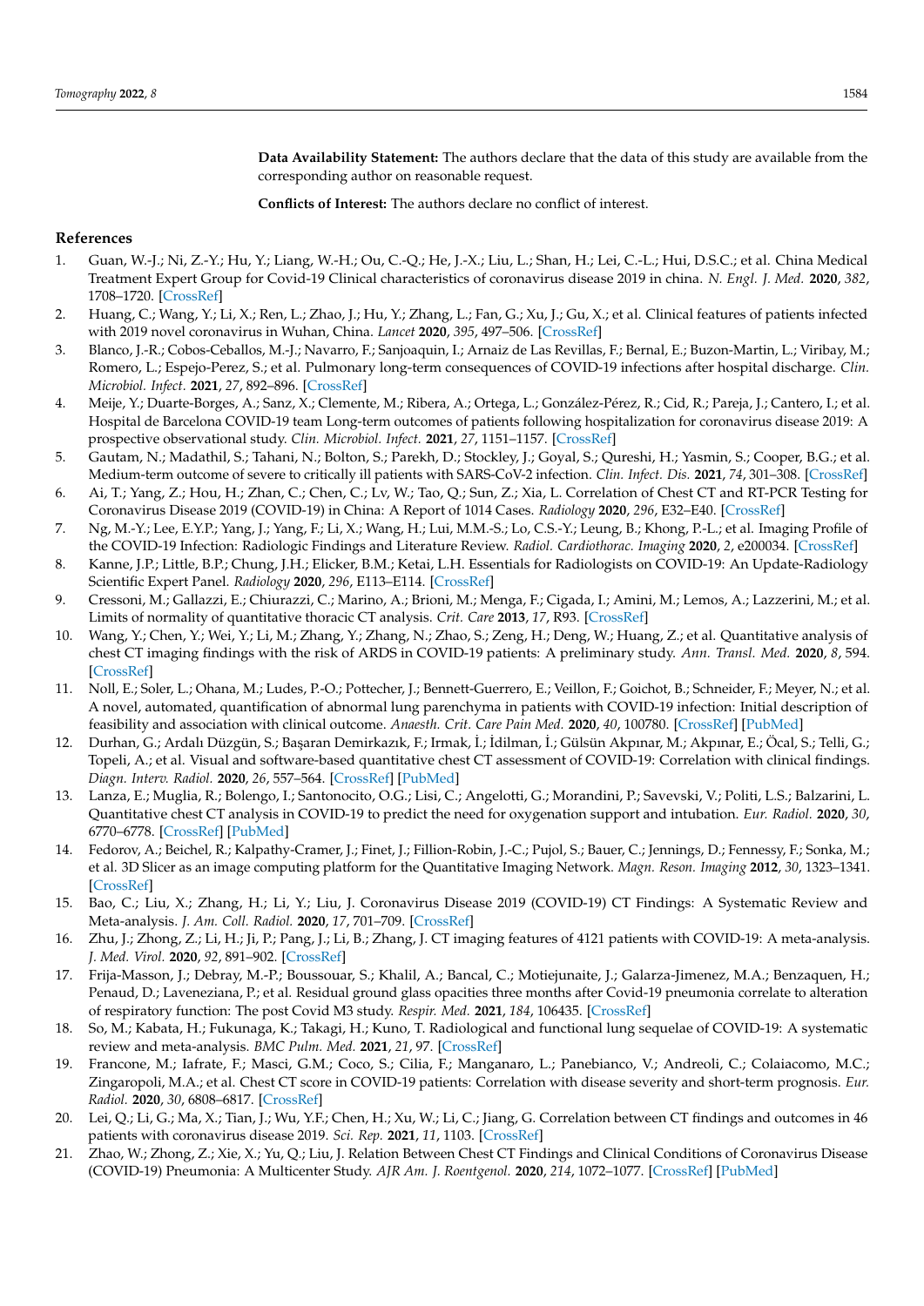**Data Availability Statement:** The authors declare that the data of this study are available from the corresponding author on reasonable request.

**Conflicts of Interest:** The authors declare no conflict of interest.

## References

1. Guan, W.-J.; Ni, Z.-Y.; Hu, Y.; Liang, W.-H.; Ou, C.-Q.; He, J.-X.; Liu, L.; Shan, H.; Lei, C.-L.; Hui, D.S.C.; et al. China Medical Treatment Expert Group for Covid-19 Clinical characteristics of coronavirus disease 2019 in china. *N. Engl. J. Med.* **2020**, *382*, 1708–1720. [CrossRef]
2. Huang, C.; Wang, Y.; Li, X.; Ren, L.; Zhao, J.; Hu, Y.; Zhang, L.; Fan, G.; Xu, J.; Gu, X.; et al. Clinical features of patients infected with 2019 novel coronavirus in Wuhan, China. *Lancet* **2020**, *395*, 497–506. [CrossRef]
3. Blanco, J.-R.; Cobos-Ceballos, M.-J.; Navarro, F.; Sanjoaquin, I.; Arnaiz de Las Revillas, F.; Bernal, E.; Buzon-Martin, L.; Viribay, M.; Romero, L.; Espejo-Perez, S.; et al. Pulmonary long-term consequences of COVID-19 infections after hospital discharge. *Clin. Microbiol. Infect.* **2021**, *27*, 892–896. [CrossRef]
4. Meije, Y.; Duarte-Borges, A.; Sanz, X.; Clemente, M.; Ribera, A.; Ortega, L.; González-Pérez, R.; Cid, R.; Pareja, J.; Cantero, I.; et al. Hospital de Barcelona COVID-19 team Long-term outcomes of patients following hospitalization for coronavirus disease 2019: A prospective observational study. *Clin. Microbiol. Infect.* **2021**, *27*, 1151–1157. [CrossRef]
5. Gautam, N.; Madathil, S.; Tahani, N.; Bolton, S.; Parekh, D.; Stockley, J.; Goyal, S.; Qureshi, H.; Yasmin, S.; Cooper, B.G.; et al. Medium-term outcome of severe to critically ill patients with SARS-CoV-2 infection. *Clin. Infect. Dis.* **2021**, *74*, 301–308. [CrossRef]
6. Ai, T.; Yang, Z.; Hou, H.; Zhan, C.; Chen, C.; Lv, W.; Tao, Q.; Sun, Z.; Xia, L. Correlation of Chest CT and RT-PCR Testing for Coronavirus Disease 2019 (COVID-19) in China: A Report of 1014 Cases. *Radiology* **2020**, *296*, E32–E40. [CrossRef]
7. Ng, M.-Y.; Lee, E.Y.P.; Yang, J.; Yang, F.; Li, X.; Wang, H.; Lui, M.M.-S.; Lo, C.S.-Y.; Leung, B.; Khong, P.-L.; et al. Imaging Profile of the COVID-19 Infection: Radiologic Findings and Literature Review. *Radiol. Cardiothorac. Imaging* **2020**, *2*, e200034. [CrossRef]
8. Kanne, J.P.; Little, B.P.; Chung, J.H.; Elicker, B.M.; Ketai, L.H. Essentials for Radiologists on COVID-19: An Update-Radiology Scientific Expert Panel. *Radiology* **2020**, *296*, E113–E114. [CrossRef]
9. Cressoni, M.; Gallazzi, E.; Chiurazzi, C.; Marino, A.; Brioni, M.; Menga, F.; Cigada, I.; Amini, M.; Lemos, A.; Lazzerini, M.; et al. Limits of normality of quantitative thoracic CT analysis. *Crit. Care* **2013**, *17*, R93. [CrossRef]
10. Wang, Y.; Chen, Y.; Wei, Y.; Li, M.; Zhang, Y.; Zhang, N.; Zhao, S.; Zeng, H.; Deng, W.; Huang, Z.; et al. Quantitative analysis of chest CT imaging findings with the risk of ARDS in COVID-19 patients: A preliminary study. *Ann. Transl. Med.* **2020**, *8*, 594. [CrossRef]
11. Noll, E.; Soler, L.; Ohana, M.; Ludes, P.-O.; Pottecher, J.; Bennett-Guerrero, E.; Veillon, F.; Goichot, B.; Schneider, F.; Meyer, N.; et al. A novel, automated, quantification of abnormal lung parenchyma in patients with COVID-19 infection: Initial description of feasibility and association with clinical outcome. *Anaesth. Crit. Care Pain Med.* **2020**, *40*, 100780. [CrossRef] [PubMed]
12. Durhan, G.; Ardalı Düzgün, S.; Başaran Demirkazık, F.; Irmak, İ.; İdilman, İ.; Gülsün Akpınar, M.; Akpınar, E.; Öcal, S.; Telli, G.; Topeli, A.; et al. Visual and software-based quantitative chest CT assessment of COVID-19: Correlation with clinical findings. *Diagn. Interv. Radiol.* **2020**, *26*, 557–564. [CrossRef] [PubMed]
13. Lanza, E.; Muglia, R.; Bolengo, I.; Santonocito, O.G.; Lisi, C.; Angelotti, G.; Morandini, P.; Savevski, V.; Politi, L.S.; Balzarini, L. Quantitative chest CT analysis in COVID-19 to predict the need for oxygenation support and intubation. *Eur. Radiol.* **2020**, *30*, 6770–6778. [CrossRef] [PubMed]
14. Fedorov, A.; Beichel, R.; Kalpathy-Cramer, J.; Finet, J.; Fillion-Robin, J.-C.; Pujol, S.; Bauer, C.; Jennings, D.; Fennessy, F.; Sonka, M.; et al. 3D Slicer as an image computing platform for the Quantitative Imaging Network. *Magn. Reson. Imaging* **2012**, *30*, 1323–1341. [CrossRef]
15. Bao, C.; Liu, X.; Zhang, H.; Li, Y.; Liu, J. Coronavirus Disease 2019 (COVID-19) CT Findings: A Systematic Review and Meta-analysis. *J. Am. Coll. Radiol.* **2020**, *17*, 701–709. [CrossRef]
16. Zhu, J.; Zhong, Z.; Li, H.; Ji, P.; Pang, J.; Li, B.; Zhang, J. CT imaging features of 4121 patients with COVID-19: A meta-analysis. *J. Med. Virol.* **2020**, *92*, 891–902. [CrossRef]
17. Frija-Masson, J.; Debray, M.-P.; Boussouar, S.; Khalil, A.; Bancal, C.; Motiejunaite, J.; Galarza-Jimenez, M.A.; Benzaquen, H.; Penaud, D.; Laveneziana, P.; et al. Residual ground glass opacities three months after Covid-19 pneumonia correlate to alteration of respiratory function: The post Covid M3 study. *Respir. Med.* **2021**, *184*, 106435. [CrossRef]
18. So, M.; Kabata, H.; Fukunaga, K.; Takagi, H.; Kuno, T. Radiological and functional lung sequelae of COVID-19: A systematic review and meta-analysis. *BMC Pulm. Med.* **2021**, *21*, 97. [CrossRef]
19. Francone, M.; Iafrate, F.; Masci, G.M.; Coco, S.; Cilia, F.; Manganaro, L.; Panebianco, V.; Andreoli, C.; Colaiacomo, M.C.; Zingaropoli, M.A.; et al. Chest CT score in COVID-19 patients: Correlation with disease severity and short-term prognosis. *Eur. Radiol.* **2020**, *30*, 6808–6817. [CrossRef]
20. Lei, Q.; Li, G.; Ma, X.; Tian, J.; Wu, Y.F.; Chen, H.; Xu, W.; Li, C.; Jiang, G. Correlation between CT findings and outcomes in 46 patients with coronavirus disease 2019. *Sci. Rep.* **2021**, *11*, 1103. [CrossRef]
21. Zhao, W.; Zhong, Z.; Xie, X.; Yu, Q.; Liu, J. Relation Between Chest CT Findings and Clinical Conditions of Coronavirus Disease (COVID-19) Pneumonia: A Multicenter Study. *AJR Am. J. Roentgenol.* **2020**, *214*, 1072–1077. [CrossRef] [PubMed]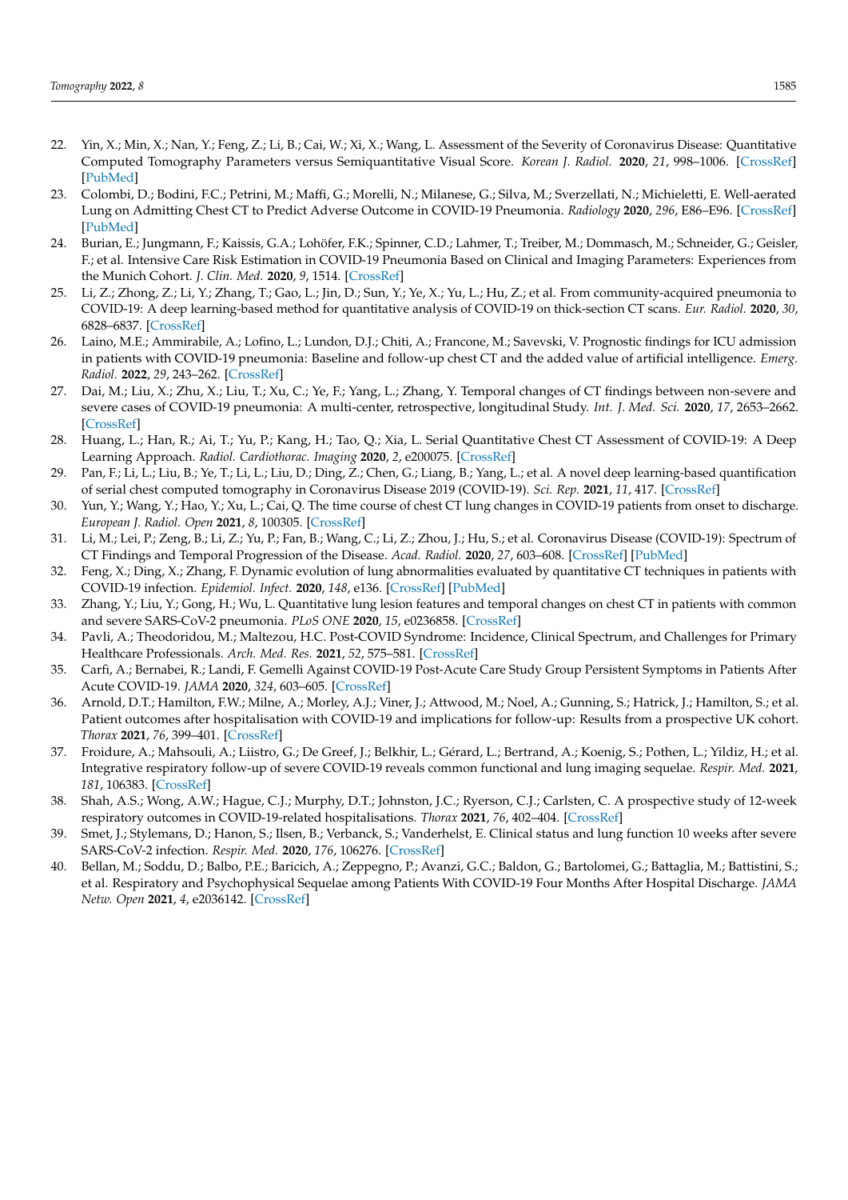22. Yin, X.; Min, X.; Nan, Y.; Feng, Z.; Li, B.; Cai, W.; Xi, X.; Wang, L. Assessment of the Severity of Coronavirus Disease: Quantitative Computed Tomography Parameters versus Semiquantitative Visual Score. *Korean J. Radiol.* **2020**, *21*, 998–1006. [CrossRef] [PubMed]
23. Colombi, D.; Bodini, F.C.; Petrini, M.; Maffi, G.; Morelli, N.; Milanese, G.; Silva, M.; Sverzellati, N.; Michieletti, E. Well-aerated Lung on Admitting Chest CT to Predict Adverse Outcome in COVID-19 Pneumonia. *Radiology* **2020**, *296*, E86–E96. [CrossRef] [PubMed]
24. Burian, E.; Jungmann, F.; Kaissis, G.A.; Lohöfer, F.K.; Spinner, C.D.; Lahmer, T.; Treiber, M.; Dommasch, M.; Schneider, G.; Geisler, F.; et al. Intensive Care Risk Estimation in COVID-19 Pneumonia Based on Clinical and Imaging Parameters: Experiences from the Munich Cohort. *J. Clin. Med.* **2020**, *9*, 1514. [CrossRef]
25. Li, Z.; Zhong, Z.; Li, Y.; Zhang, T.; Gao, L.; Jin, D.; Sun, Y.; Ye, X.; Yu, L.; Hu, Z.; et al. From community-acquired pneumonia to COVID-19: A deep learning-based method for quantitative analysis of COVID-19 on thick-section CT scans. *Eur. Radiol.* **2020**, *30*, 6828–6837. [CrossRef]
26. Laino, M.E.; Ammirabile, A.; Lofino, L.; Lundon, D.J.; Chiti, A.; Francone, M.; Savevski, V. Prognostic findings for ICU admission in patients with COVID-19 pneumonia: Baseline and follow-up chest CT and the added value of artificial intelligence. *Emerg. Radiol.* **2022**, *29*, 243–262. [CrossRef]
27. Dai, M.; Liu, X.; Zhu, X.; Liu, T.; Xu, C.; Ye, F.; Yang, L.; Zhang, Y. Temporal changes of CT findings between non-severe and severe cases of COVID-19 pneumonia: A multi-center, retrospective, longitudinal Study. *Int. J. Med. Sci.* **2020**, *17*, 2653–2662. [CrossRef]
28. Huang, L.; Han, R.; Ai, T.; Yu, P.; Kang, H.; Tao, Q.; Xia, L. Serial Quantitative Chest CT Assessment of COVID-19: A Deep Learning Approach. *Radiol. Cardiothorac. Imaging* **2020**, *2*, e200075. [CrossRef]
29. Pan, F.; Li, L.; Liu, B.; Ye, T.; Li, L.; Liu, D.; Ding, Z.; Chen, G.; Liang, B.; Yang, L.; et al. A novel deep learning-based quantification of serial chest computed tomography in Coronavirus Disease 2019 (COVID-19). *Sci. Rep.* **2021**, *11*, 417. [CrossRef]
30. Yun, Y.; Wang, Y.; Hao, Y.; Xu, L.; Cai, Q. The time course of chest CT lung changes in COVID-19 patients from onset to discharge. *European J. Radiol. Open* **2021**, *8*, 100305. [CrossRef]
31. Li, M.; Lei, P.; Zeng, B.; Li, Z.; Yu, P.; Fan, B.; Wang, C.; Li, Z.; Zhou, J.; Hu, S.; et al. Coronavirus Disease (COVID-19): Spectrum of CT Findings and Temporal Progression of the Disease. *Acad. Radiol.* **2020**, *27*, 603–608. [CrossRef] [PubMed]
32. Feng, X.; Ding, X.; Zhang, F. Dynamic evolution of lung abnormalities evaluated by quantitative CT techniques in patients with COVID-19 infection. *Epidemiol. Infect.* **2020**, *148*, e136. [CrossRef] [PubMed]
33. Zhang, Y.; Liu, Y.; Gong, H.; Wu, L. Quantitative lung lesion features and temporal changes on chest CT in patients with common and severe SARS-CoV-2 pneumonia. *PLoS ONE* **2020**, *15*, e0236858. [CrossRef]
34. Pavli, A.; Theodoridou, M.; Maltezou, H.C. Post-COVID Syndrome: Incidence, Clinical Spectrum, and Challenges for Primary Healthcare Professionals. *Arch. Med. Res.* **2021**, *52*, 575–581. [CrossRef]
35. Carfì, A.; Bernabei, R.; Landi, F. Gemelli Against COVID-19 Post-Acute Care Study Group Persistent Symptoms in Patients After Acute COVID-19. *JAMA* **2020**, *324*, 603–605. [CrossRef]
36. Arnold, D.T.; Hamilton, F.W.; Milne, A.; Morley, A.J.; Viner, J.; Attwood, M.; Noel, A.; Gunning, S.; Hatrick, J.; Hamilton, S.; et al. Patient outcomes after hospitalisation with COVID-19 and implications for follow-up: Results from a prospective UK cohort. *Thorax* **2021**, *76*, 399–401. [CrossRef]
37. Froidure, A.; Mahsouli, A.; Liistro, G.; De Greef, J.; Belkhir, L.; Gérard, L.; Bertrand, A.; Koenig, S.; Pothen, L.; Yildiz, H.; et al. Integrative respiratory follow-up of severe COVID-19 reveals common functional and lung imaging sequelae. *Respir. Med.* **2021**, *181*, 106383. [CrossRef]
38. Shah, A.S.; Wong, A.W.; Hague, C.J.; Murphy, D.T.; Johnston, J.C.; Ryerson, C.J.; Carlsten, C. A prospective study of 12-week respiratory outcomes in COVID-19-related hospitalisations. *Thorax* **2021**, *76*, 402–404. [CrossRef]
39. Smet, J.; Stylemans, D.; Hanon, S.; Ilsen, B.; Verbanck, S.; Vanderhelst, E. Clinical status and lung function 10 weeks after severe SARS-CoV-2 infection. *Respir. Med.* **2020**, *176*, 106276. [CrossRef]
40. Bellan, M.; Soddu, D.; Balbo, P.E.; Baricich, A.; Zeppegno, P.; Avanzi, G.C.; Baldon, G.; Bartolomei, G.; Battaglia, M.; Battistini, S.; et al. Respiratory and Psychophysical Sequelae among Patients With COVID-19 Four Months After Hospital Discharge. *JAMA Netw. Open* **2021**, *4*, e2036142. [CrossRef]